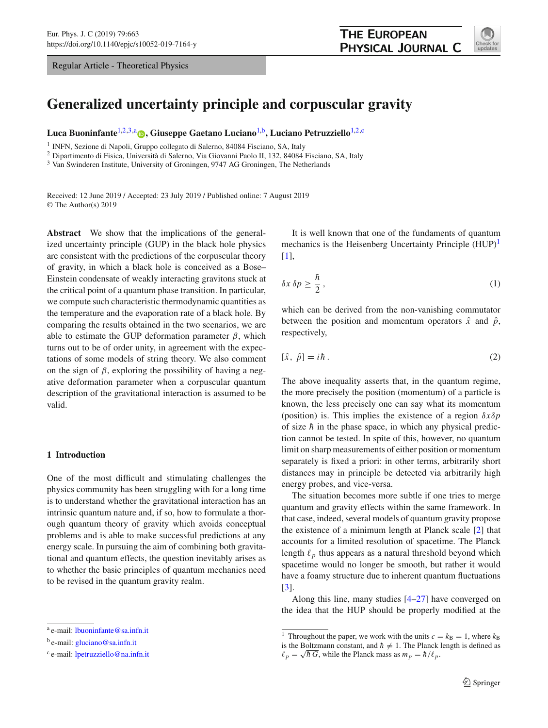Regular Article - Theoretical Physics

# Generalized uncertainty principle and corpuscular gravity

**Luca Buoninfante**[1,2,3,a], **Giuseppe Gaetano Luciano**[1,b], **Luciano Petruzziello**[1,2,c]

[1] INFN, Sezione di Napoli, Gruppo collegato di Salerno, 84084 Fisciano, SA, Italy
[2] Dipartimento di Fisica, Università di Salerno, Via Giovanni Paolo II, 132, 84084 Fisciano, SA, Italy
[3] Van Swinderen Institute, University of Groningen, 9747 AG Groningen, The Netherlands

Received: 12 June 2019 / Accepted: 23 July 2019 / Published online: 7 August 2019
© The Author(s) 2019

**Abstract** We show that the implications of the generalized uncertainty principle (GUP) in the black hole physics are consistent with the predictions of the corpuscular theory of gravity, in which a black hole is conceived as a Bose–Einstein condensate of weakly interacting gravitons stuck at the critical point of a quantum phase transition. In particular, we compute such characteristic thermodynamic quantities as the temperature and the evaporation rate of a black hole. By comparing the results obtained in the two scenarios, we are able to estimate the GUP deformation parameter $\beta$, which turns out to be of order unity, in agreement with the expectations of some models of string theory. We also comment on the sign of $\beta$, exploring the possibility of having a negative deformation parameter when a corpuscular quantum description of the gravitational interaction is assumed to be valid.

## 1 Introduction

One of the most difficult and stimulating challenges the physics community has been struggling with for a long time is to understand whether the gravitational interaction has an intrinsic quantum nature and, if so, how to formulate a thorough quantum theory of gravity which avoids conceptual problems and is able to make successful predictions at any energy scale. In pursuing the aim of combining both gravitational and quantum effects, the question inevitably arises as to whether the basic principles of quantum mechanics need to be revised in the quantum gravity realm.

It is well known that one of the fundaments of quantum mechanics is the Heisenberg Uncertainty Principle (HUP)[1] [1],

$$\delta x \, \delta p \geq \frac{\hbar}{2}\,, \tag{1}$$

which can be derived from the non-vanishing commutator between the position and momentum operators $\hat{x}$ and $\hat{p}$, respectively,

$$[\hat{x},\, \hat{p}] = i\hbar\,. \tag{2}$$

The above inequality asserts that, in the quantum regime, the more precisely the position (momentum) of a particle is known, the less precisely one can say what its momentum (position) is. This implies the existence of a region $\delta x \delta p$ of size $\hbar$ in the phase space, in which any physical prediction cannot be tested. In spite of this, however, no quantum limit on sharp measurements of either position or momentum separately is fixed a priori: in other terms, arbitrarily short distances may in principle be detected via arbitrarily high energy probes, and vice-versa.

The situation becomes more subtle if one tries to merge quantum and gravity effects within the same framework. In that case, indeed, several models of quantum gravity propose the existence of a minimum length at Planck scale [2] that accounts for a limited resolution of spacetime. The Planck length $\ell_p$ thus appears as a natural threshold beyond which spacetime would no longer be smooth, but rather it would have a foamy structure due to inherent quantum fluctuations [3].

Along this line, many studies [4–27] have converged on the idea that the HUP should be properly modified at the

[a] e-mail: lbuoninfante@sa.infn.it
[b] e-mail: gluciano@sa.infn.it
[c] e-mail: lpetruzziello@na.infn.it

[1] Throughout the paper, we work with the units $c = k_B = 1$, where $k_B$ is the Boltzmann constant, and $\hbar \neq 1$. The Planck length is defined as $\ell_p = \sqrt{\hbar G}$, while the Planck mass as $m_p = \hbar/\ell_p$.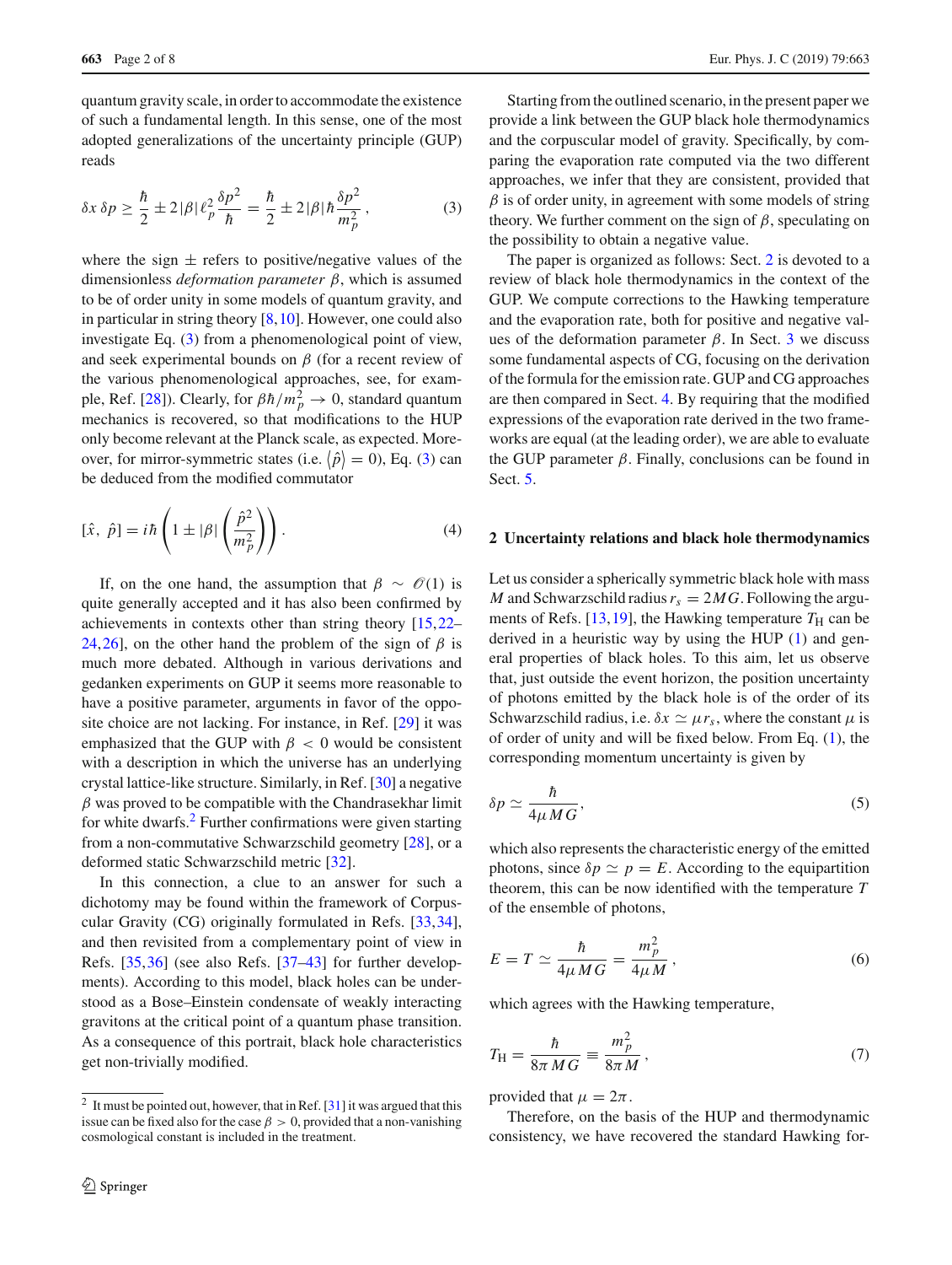quantum gravity scale, in order to accommodate the existence of such a fundamental length. In this sense, one of the most adopted generalizations of the uncertainty principle (GUP) reads

$$\delta x\, \delta p \geq \frac{\hbar}{2} \pm 2|\beta|\,\ell_p^2 \frac{\delta p^2}{\hbar} = \frac{\hbar}{2} \pm 2|\beta|\,\hbar \frac{\delta p^2}{m_p^2}\,, \tag{3}$$

where the sign $\pm$ refers to positive/negative values of the dimensionless *deformation parameter* $\beta$, which is assumed to be of order unity in some models of quantum gravity, and in particular in string theory [8,10]. However, one could also investigate Eq. (3) from a phenomenological point of view, and seek experimental bounds on $\beta$ (for a recent review of the various phenomenological approaches, see, for example, Ref. [28]). Clearly, for $\beta\hbar/m_p^2 \to 0$, standard quantum mechanics is recovered, so that modifications to the HUP only become relevant at the Planck scale, as expected. Moreover, for mirror-symmetric states (i.e. $\langle \hat{p} \rangle = 0$), Eq. (3) can be deduced from the modified commutator

$$[\hat{x},\ \hat{p}] = i\hbar \left(1 \pm |\beta| \left(\frac{\hat{p}^2}{m_p^2}\right)\right). \tag{4}$$

If, on the one hand, the assumption that $\beta \sim \mathscr{O}(1)$ is quite generally accepted and it has also been confirmed by achievements in contexts other than string theory [15,22–24,26], on the other hand the problem of the sign of $\beta$ is much more debated. Although in various derivations and gedanken experiments on GUP it seems more reasonable to have a positive parameter, arguments in favor of the opposite choice are not lacking. For instance, in Ref. [29] it was emphasized that the GUP with $\beta < 0$ would be consistent with a description in which the universe has an underlying crystal lattice-like structure. Similarly, in Ref. [30] a negative $\beta$ was proved to be compatible with the Chandrasekhar limit for white dwarfs.[2] Further confirmations were given starting from a non-commutative Schwarzschild geometry [28], or a deformed static Schwarzschild metric [32].

In this connection, a clue to an answer for such a dichotomy may be found within the framework of Corpuscular Gravity (CG) originally formulated in Refs. [33,34], and then revisited from a complementary point of view in Refs. [35,36] (see also Refs. [37–43] for further developments). According to this model, black holes can be understood as a Bose–Einstein condensate of weakly interacting gravitons at the critical point of a quantum phase transition. As a consequence of this portrait, black hole characteristics get non-trivially modified.

[2] It must be pointed out, however, that in Ref. [31] it was argued that this issue can be fixed also for the case $\beta > 0$, provided that a non-vanishing cosmological constant is included in the treatment.

Starting from the outlined scenario, in the present paper we provide a link between the GUP black hole thermodynamics and the corpuscular model of gravity. Specifically, by comparing the evaporation rate computed via the two different approaches, we infer that they are consistent, provided that $\beta$ is of order unity, in agreement with some models of string theory. We further comment on the sign of $\beta$, speculating on the possibility to obtain a negative value.

The paper is organized as follows: Sect. 2 is devoted to a review of black hole thermodynamics in the context of the GUP. We compute corrections to the Hawking temperature and the evaporation rate, both for positive and negative values of the deformation parameter $\beta$. In Sect. 3 we discuss some fundamental aspects of CG, focusing on the derivation of the formula for the emission rate. GUP and CG approaches are then compared in Sect. 4. By requiring that the modified expressions of the evaporation rate derived in the two frameworks are equal (at the leading order), we are able to evaluate the GUP parameter $\beta$. Finally, conclusions can be found in Sect. 5.

## 2 Uncertainty relations and black hole thermodynamics

Let us consider a spherically symmetric black hole with mass $M$ and Schwarzschild radius $r_s = 2MG$. Following the arguments of Refs. [13,19], the Hawking temperature $T_{\mathrm{H}}$ can be derived in a heuristic way by using the HUP (1) and general properties of black holes. To this aim, let us observe that, just outside the event horizon, the position uncertainty of photons emitted by the black hole is of the order of its Schwarzschild radius, i.e. $\delta x \simeq \mu\, r_s$, where the constant $\mu$ is of order of unity and will be fixed below. From Eq. (1), the corresponding momentum uncertainty is given by

$$\delta p \simeq \frac{\hbar}{4\mu M G}, \tag{5}$$

which also represents the characteristic energy of the emitted photons, since $\delta p \simeq p = E$. According to the equipartition theorem, this can be now identified with the temperature $T$ of the ensemble of photons,

$$E = T \simeq \frac{\hbar}{4\mu M G} = \frac{m_p^2}{4\mu M}\,, \tag{6}$$

which agrees with the Hawking temperature,

$$T_{\mathrm{H}} = \frac{\hbar}{8\pi M G} \equiv \frac{m_p^2}{8\pi M}\,, \tag{7}$$

provided that $\mu = 2\pi$.

Therefore, on the basis of the HUP and thermodynamic consistency, we have recovered the standard Hawking for-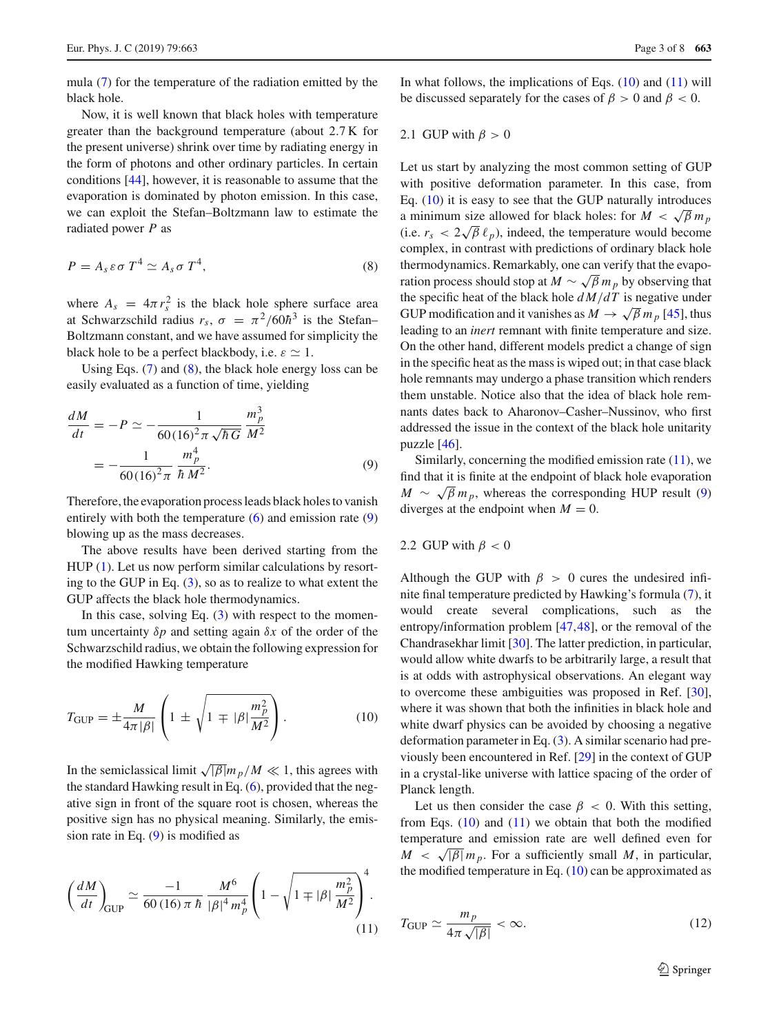mula (7) for the temperature of the radiation emitted by the black hole.

Now, it is well known that black holes with temperature greater than the background temperature (about 2.7 K for the present universe) shrink over time by radiating energy in the form of photons and other ordinary particles. In certain conditions [44], however, it is reasonable to assume that the evaporation is dominated by photon emission. In this case, we can exploit the Stefan–Boltzmann law to estimate the radiated power $P$ as

$$P = A_s \varepsilon \sigma T^4 \simeq A_s \sigma T^4, \tag{8}$$

where $A_s = 4\pi r_s^2$ is the black hole sphere surface area at Schwarzschild radius $r_s$, $\sigma = \pi^2/60\hbar^3$ is the Stefan–Boltzmann constant, and we have assumed for simplicity the black hole to be a perfect blackbody, i.e. $\varepsilon \simeq 1$.

Using Eqs. (7) and (8), the black hole energy loss can be easily evaluated as a function of time, yielding

$$\begin{aligned}\frac{dM}{dt} &= -P \simeq -\frac{1}{60\,(16)^2\pi\,\sqrt{\hbar G}}\,\frac{m_p^3}{M^2}\\ &= -\frac{1}{60\,(16)^2\pi}\,\frac{m_p^4}{\hbar\, M^2}.\end{aligned} \tag{9}$$

Therefore, the evaporation process leads black holes to vanish entirely with both the temperature (6) and emission rate (9) blowing up as the mass decreases.

The above results have been derived starting from the HUP (1). Let us now perform similar calculations by resorting to the GUP in Eq. (3), so as to realize to what extent the GUP affects the black hole thermodynamics.

In this case, solving Eq. (3) with respect to the momentum uncertainty $\delta p$ and setting again $\delta x$ of the order of the Schwarzschild radius, we obtain the following expression for the modified Hawking temperature

$$T_{\text{GUP}} = \pm\frac{M}{4\pi|\beta|}\left(1 \pm \sqrt{1 \mp |\beta|\frac{m_p^2}{M^2}}\right). \tag{10}$$

In the semiclassical limit $\sqrt{|\beta|}m_p/M \ll 1$, this agrees with the standard Hawking result in Eq. (6), provided that the negative sign in front of the square root is chosen, whereas the positive sign has no physical meaning. Similarly, the emission rate in Eq. (9) is modified as

$$\left(\frac{dM}{dt}\right)_{\text{GUP}} \simeq \frac{-1}{60\,(16)\,\pi\,\hbar}\,\frac{M^6}{|\beta|^4\, m_p^4}\left(1 - \sqrt{1 \mp |\beta|\,\frac{m_p^2}{M^2}}\right)^4. \tag{11}$$

In what follows, the implications of Eqs. (10) and (11) will be discussed separately for the cases of $\beta > 0$ and $\beta < 0$.

### 2.1 GUP with $\beta > 0$

Let us start by analyzing the most common setting of GUP with positive deformation parameter. In this case, from Eq. (10) it is easy to see that the GUP naturally introduces a minimum size allowed for black holes: for $M < \sqrt{\beta}\, m_p$ (i.e. $r_s < 2\sqrt{\beta}\,\ell_p$), indeed, the temperature would become complex, in contrast with predictions of ordinary black hole thermodynamics. Remarkably, one can verify that the evaporation process should stop at $M \sim \sqrt{\beta}\, m_p$ by observing that the specific heat of the black hole $dM/dT$ is negative under GUP modification and it vanishes as $M \to \sqrt{\beta}\, m_p$ [45], thus leading to an *inert* remnant with finite temperature and size. On the other hand, different models predict a change of sign in the specific heat as the mass is wiped out; in that case black hole remnants may undergo a phase transition which renders them unstable. Notice also that the idea of black hole remnants dates back to Aharonov–Casher–Nussinov, who first addressed the issue in the context of the black hole unitarity puzzle [46].

Similarly, concerning the modified emission rate (11), we find that it is finite at the endpoint of black hole evaporation $M \sim \sqrt{\beta}\, m_p$, whereas the corresponding HUP result (9) diverges at the endpoint when $M = 0$.

### 2.2 GUP with $\beta < 0$

Although the GUP with $\beta > 0$ cures the undesired infinite final temperature predicted by Hawking's formula (7), it would create several complications, such as the entropy/information problem [47,48], or the removal of the Chandrasekhar limit [30]. The latter prediction, in particular, would allow white dwarfs to be arbitrarily large, a result that is at odds with astrophysical observations. An elegant way to overcome these ambiguities was proposed in Ref. [30], where it was shown that both the infinities in black hole and white dwarf physics can be avoided by choosing a negative deformation parameter in Eq. (3). A similar scenario had previously been encountered in Ref. [29] in the context of GUP in a crystal-like universe with lattice spacing of the order of Planck length.

Let us then consider the case $\beta < 0$. With this setting, from Eqs. (10) and (11) we obtain that both the modified temperature and emission rate are well defined even for $M < \sqrt{|\beta|}\, m_p$. For a sufficiently small $M$, in particular, the modified temperature in Eq. (10) can be approximated as

$$T_{\text{GUP}} \simeq \frac{m_p}{4\pi\sqrt{|\beta|}} < \infty. \tag{12}$$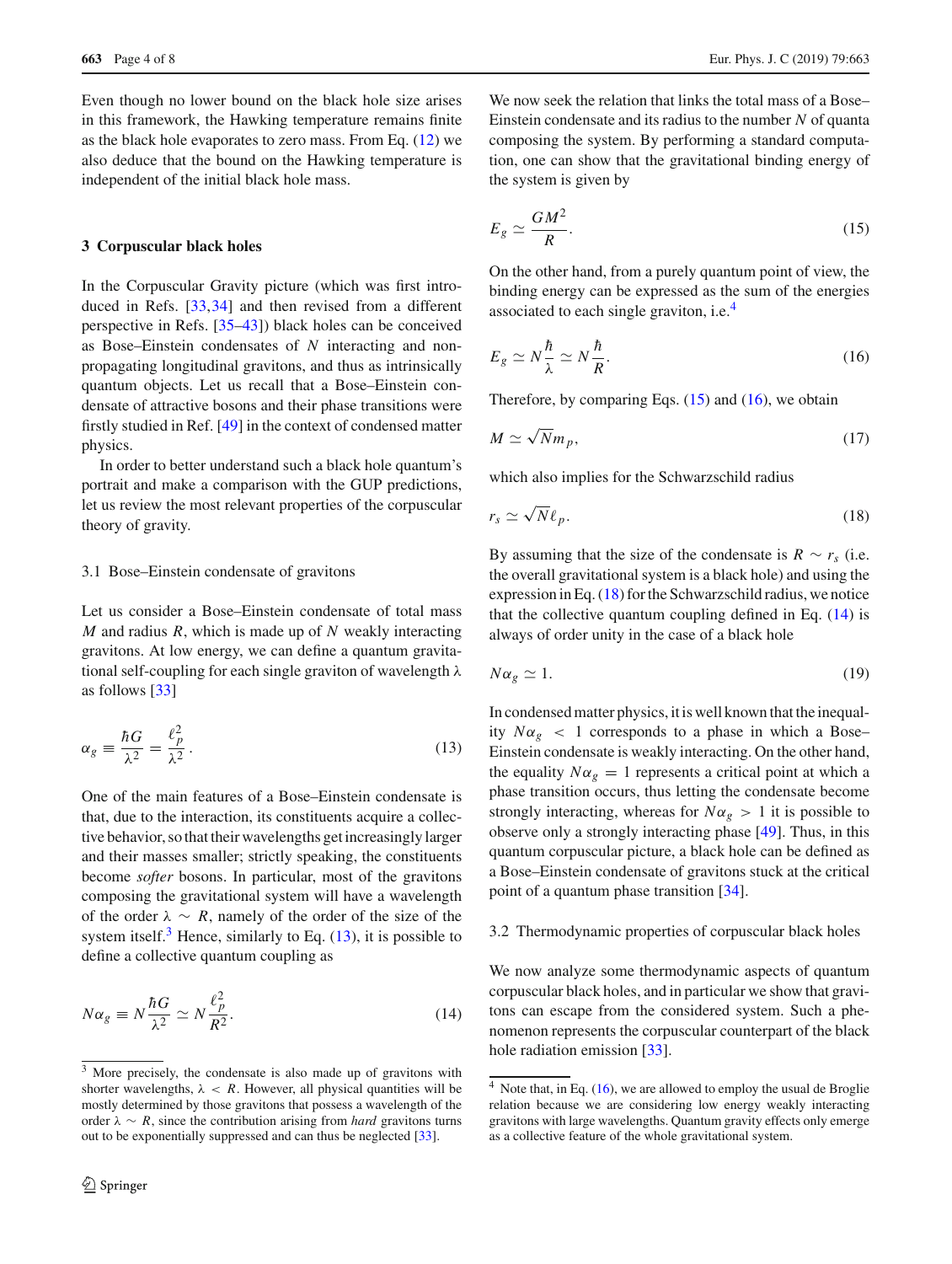Even though no lower bound on the black hole size arises in this framework, the Hawking temperature remains finite as the black hole evaporates to zero mass. From Eq. (12) we also deduce that the bound on the Hawking temperature is independent of the initial black hole mass.

## 3 Corpuscular black holes

In the Corpuscular Gravity picture (which was first introduced in Refs. [33,34] and then revised from a different perspective in Refs. [35–43]) black holes can be conceived as Bose–Einstein condensates of $N$ interacting and non-propagating longitudinal gravitons, and thus as intrinsically quantum objects. Let us recall that a Bose–Einstein condensate of attractive bosons and their phase transitions were firstly studied in Ref. [49] in the context of condensed matter physics.

In order to better understand such a black hole quantum's portrait and make a comparison with the GUP predictions, let us review the most relevant properties of the corpuscular theory of gravity.

### 3.1 Bose–Einstein condensate of gravitons

Let us consider a Bose–Einstein condensate of total mass $M$ and radius $R$, which is made up of $N$ weakly interacting gravitons. At low energy, we can define a quantum gravitational self-coupling for each single graviton of wavelength $\lambda$ as follows [33]

$$\alpha_g \equiv \frac{\hbar G}{\lambda^2} = \frac{\ell_p^2}{\lambda^2}. \tag{13}$$

One of the main features of a Bose–Einstein condensate is that, due to the interaction, its constituents acquire a collective behavior, so that their wavelengths get increasingly larger and their masses smaller; strictly speaking, the constituents become *softer* bosons. In particular, most of the gravitons composing the gravitational system will have a wavelength of the order $\lambda \sim R$, namely of the order of the size of the system itself.[3] Hence, similarly to Eq. (13), it is possible to define a collective quantum coupling as

$$N\alpha_g \equiv N\frac{\hbar G}{\lambda^2} \simeq N\frac{\ell_p^2}{R^2}. \tag{14}$$

We now seek the relation that links the total mass of a Bose–Einstein condensate and its radius to the number $N$ of quanta composing the system. By performing a standard computation, one can show that the gravitational binding energy of the system is given by

$$E_g \simeq \frac{GM^2}{R}. \tag{15}$$

On the other hand, from a purely quantum point of view, the binding energy can be expressed as the sum of the energies associated to each single graviton, i.e.[4]

$$E_g \simeq N\frac{\hbar}{\lambda} \simeq N\frac{\hbar}{R}. \tag{16}$$

Therefore, by comparing Eqs. (15) and (16), we obtain

$$M \simeq \sqrt{N} m_p, \tag{17}$$

which also implies for the Schwarzschild radius

$$r_s \simeq \sqrt{N} \ell_p. \tag{18}$$

By assuming that the size of the condensate is $R \sim r_s$ (i.e. the overall gravitational system is a black hole) and using the expression in Eq. (18) for the Schwarzschild radius, we notice that the collective quantum coupling defined in Eq. (14) is always of order unity in the case of a black hole

$$N\alpha_g \simeq 1. \tag{19}$$

In condensed matter physics, it is well known that the inequality $N\alpha_g < 1$ corresponds to a phase in which a Bose–Einstein condensate is weakly interacting. On the other hand, the equality $N\alpha_g = 1$ represents a critical point at which a phase transition occurs, thus letting the condensate become strongly interacting, whereas for $N\alpha_g > 1$ it is possible to observe only a strongly interacting phase [49]. Thus, in this quantum corpuscular picture, a black hole can be defined as a Bose–Einstein condensate of gravitons stuck at the critical point of a quantum phase transition [34].

### 3.2 Thermodynamic properties of corpuscular black holes

We now analyze some thermodynamic aspects of quantum corpuscular black holes, and in particular we show that gravitons can escape from the considered system. Such a phenomenon represents the corpuscular counterpart of the black hole radiation emission [33].

---

[3] More precisely, the condensate is also made up of gravitons with shorter wavelengths, $\lambda < R$. However, all physical quantities will be mostly determined by those gravitons that possess a wavelength of the order $\lambda \sim R$, since the contribution arising from *hard* gravitons turns out to be exponentially suppressed and can thus be neglected [33].

[4] Note that, in Eq. (16), we are allowed to employ the usual de Broglie relation because we are considering low energy weakly interacting gravitons with large wavelengths. Quantum gravity effects only emerge as a collective feature of the whole gravitational system.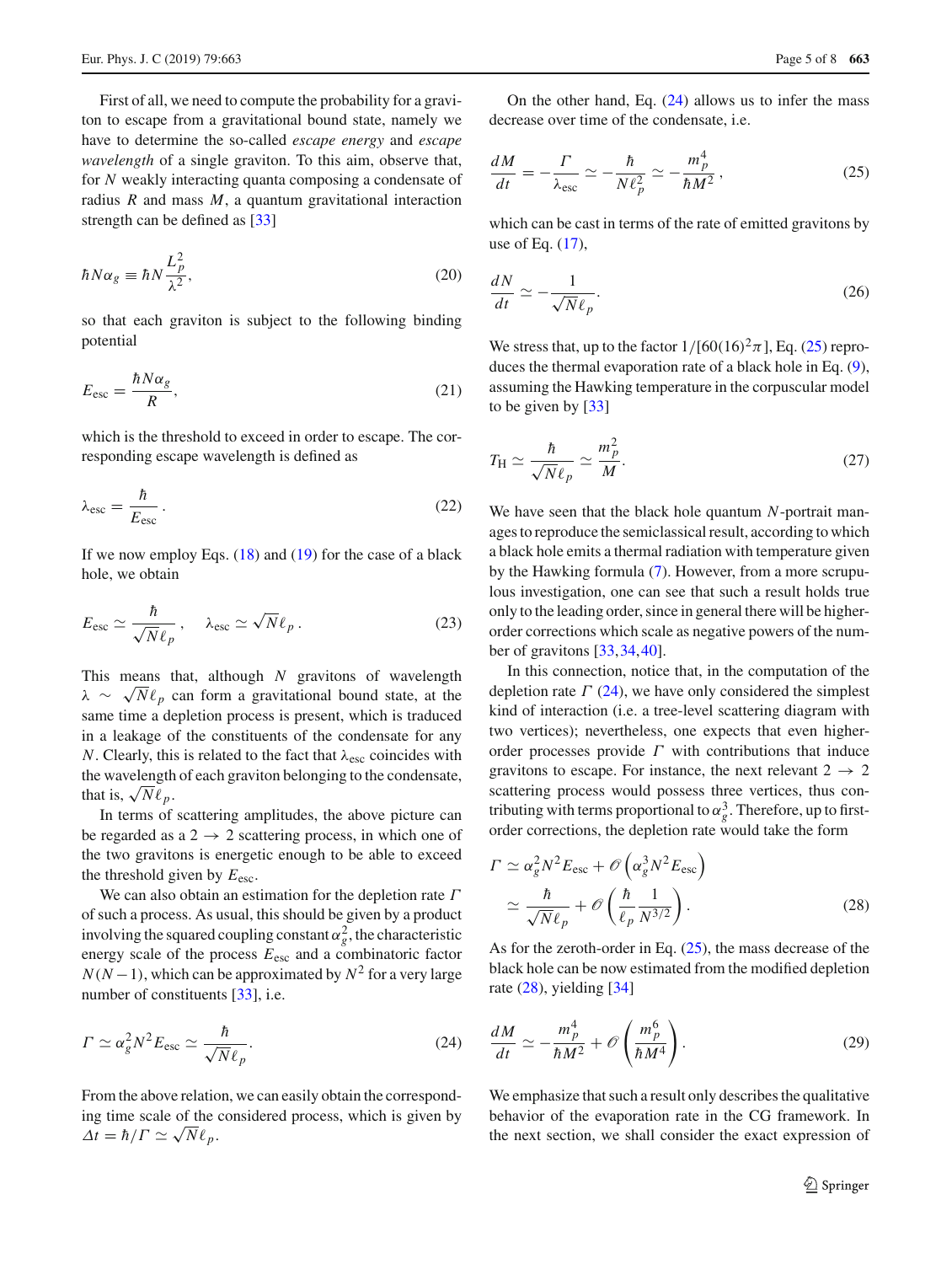First of all, we need to compute the probability for a graviton to escape from a gravitational bound state, namely we have to determine the so-called *escape energy* and *escape wavelength* of a single graviton. To this aim, observe that, for $N$ weakly interacting quanta composing a condensate of radius $R$ and mass $M$, a quantum gravitational interaction strength can be defined as [33]

$$\hbar N \alpha_g \equiv \hbar N \frac{L_p^2}{\lambda^2}, \tag{20}$$

so that each graviton is subject to the following binding potential

$$E_{\rm esc} = \frac{\hbar N \alpha_g}{R}, \tag{21}$$

which is the threshold to exceed in order to escape. The corresponding escape wavelength is defined as

$$\lambda_{\rm esc} = \frac{\hbar}{E_{\rm esc}}\,. \tag{22}$$

If we now employ Eqs. (18) and (19) for the case of a black hole, we obtain

$$E_{\rm esc} \simeq \frac{\hbar}{\sqrt{N}\ell_p}\,, \qquad \lambda_{\rm esc} \simeq \sqrt{N}\ell_p\,. \tag{23}$$

This means that, although $N$ gravitons of wavelength $\lambda \sim \sqrt{N}\ell_p$ can form a gravitational bound state, at the same time a depletion process is present, which is traduced in a leakage of the constituents of the condensate for any $N$. Clearly, this is related to the fact that $\lambda_{\rm esc}$ coincides with the wavelength of each graviton belonging to the condensate, that is, $\sqrt{N}\ell_p$.

In terms of scattering amplitudes, the above picture can be regarded as a $2 \to 2$ scattering process, in which one of the two gravitons is energetic enough to be able to exceed the threshold given by $E_{\rm esc}$.

We can also obtain an estimation for the depletion rate $\Gamma$ of such a process. As usual, this should be given by a product involving the squared coupling constant $\alpha_g^2$, the characteristic energy scale of the process $E_{\rm esc}$ and a combinatoric factor $N(N-1)$, which can be approximated by $N^2$ for a very large number of constituents [33], i.e.

$$\Gamma \simeq \alpha_g^2 N^2 E_{\rm esc} \simeq \frac{\hbar}{\sqrt{N}\ell_p}. \tag{24}$$

From the above relation, we can easily obtain the corresponding time scale of the considered process, which is given by $\Delta t = \hbar/\Gamma \simeq \sqrt{N}\ell_p$.

On the other hand, Eq. (24) allows us to infer the mass decrease over time of the condensate, i.e.

$$\frac{dM}{dt} = -\frac{\Gamma}{\lambda_{\rm esc}} \simeq -\frac{\hbar}{N\ell_p^2} \simeq -\frac{m_p^4}{\hbar M^2}\,, \tag{25}$$

which can be cast in terms of the rate of emitted gravitons by use of Eq. (17),

$$\frac{dN}{dt} \simeq -\frac{1}{\sqrt{N}\ell_p}. \tag{26}$$

We stress that, up to the factor $1/[60(16)^2\pi]$, Eq. (25) reproduces the thermal evaporation rate of a black hole in Eq. (9), assuming the Hawking temperature in the corpuscular model to be given by [33]

$$T_{\rm H} \simeq \frac{\hbar}{\sqrt{N}\ell_p} \simeq \frac{m_p^2}{M}. \tag{27}$$

We have seen that the black hole quantum $N$-portrait manages to reproduce the semiclassical result, according to which a black hole emits a thermal radiation with temperature given by the Hawking formula (7). However, from a more scrupulous investigation, one can see that such a result holds true only to the leading order, since in general there will be higher-order corrections which scale as negative powers of the number of gravitons [33,34,40].

In this connection, notice that, in the computation of the depletion rate $\Gamma$ (24), we have only considered the simplest kind of interaction (i.e. a tree-level scattering diagram with two vertices); nevertheless, one expects that even higher-order processes provide $\Gamma$ with contributions that induce gravitons to escape. For instance, the next relevant $2 \to 2$ scattering process would possess three vertices, thus contributing with terms proportional to $\alpha_g^3$. Therefore, up to first-order corrections, the depletion rate would take the form

$$\begin{aligned}\Gamma &\simeq \alpha_g^2 N^2 E_{\rm esc} + \mathcal{O}\left(\alpha_g^3 N^2 E_{\rm esc}\right) \\ &\simeq \frac{\hbar}{\sqrt{N}\ell_p} + \mathcal{O}\left(\frac{\hbar}{\ell_p}\frac{1}{N^{3/2}}\right).\end{aligned} \tag{28}$$

As for the zeroth-order in Eq. (25), the mass decrease of the black hole can be now estimated from the modified depletion rate (28), yielding [34]

$$\frac{dM}{dt} \simeq -\frac{m_p^4}{\hbar M^2} + \mathcal{O}\left(\frac{m_p^6}{\hbar M^4}\right). \tag{29}$$

We emphasize that such a result only describes the qualitative behavior of the evaporation rate in the CG framework. In the next section, we shall consider the exact expression of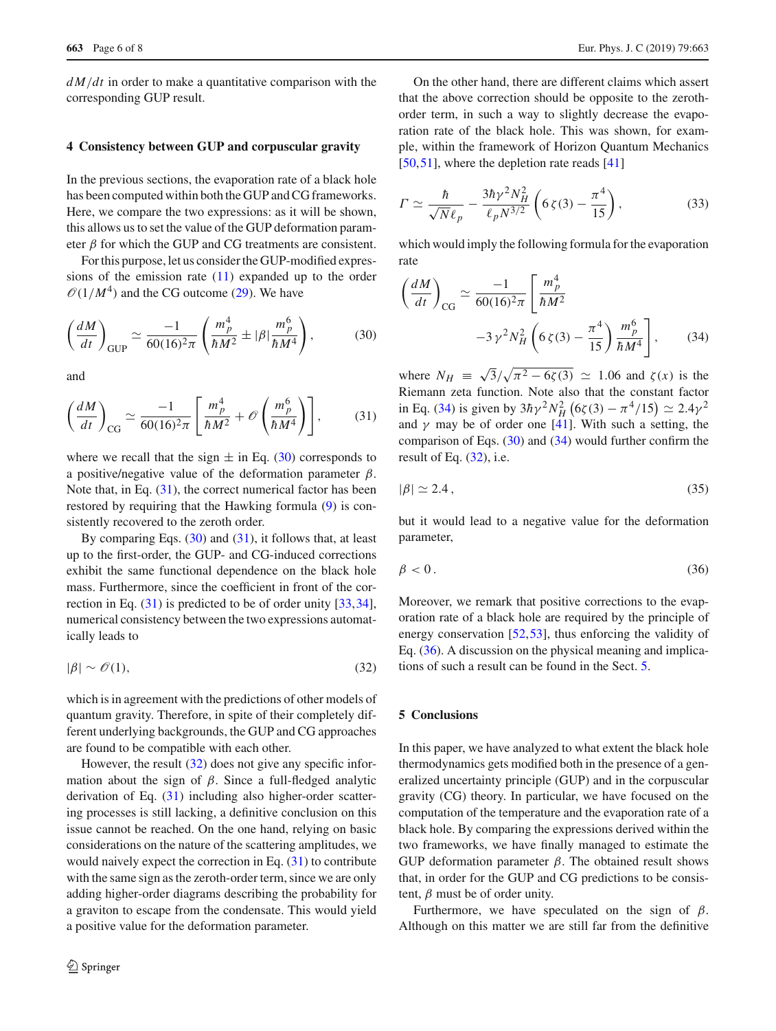$dM/dt$ in order to make a quantitative comparison with the corresponding GUP result.

## 4 Consistency between GUP and corpuscular gravity

In the previous sections, the evaporation rate of a black hole has been computed within both the GUP and CG frameworks. Here, we compare the two expressions: as it will be shown, this allows us to set the value of the GUP deformation parameter $\beta$ for which the GUP and CG treatments are consistent.

For this purpose, let us consider the GUP-modified expressions of the emission rate (11) expanded up to the order $\mathscr{O}(1/M^4)$ and the CG outcome (29). We have

$$\left(\frac{dM}{dt}\right)_{\text{GUP}} \simeq \frac{-1}{60(16)^2\pi}\left(\frac{m_p^4}{\hbar M^2} \pm |\beta| \frac{m_p^6}{\hbar M^4}\right), \tag{30}$$

and

$$\left(\frac{dM}{dt}\right)_{\text{CG}} \simeq \frac{-1}{60(16)^2\pi}\left[\frac{m_p^4}{\hbar M^2} + \mathscr{O}\left(\frac{m_p^6}{\hbar M^4}\right)\right], \tag{31}$$

where we recall that the sign $\pm$ in Eq. (30) corresponds to a positive/negative value of the deformation parameter $\beta$. Note that, in Eq. (31), the correct numerical factor has been restored by requiring that the Hawking formula (9) is consistently recovered to the zeroth order.

By comparing Eqs. (30) and (31), it follows that, at least up to the first-order, the GUP- and CG-induced corrections exhibit the same functional dependence on the black hole mass. Furthermore, since the coefficient in front of the correction in Eq. (31) is predicted to be of order unity [33,34], numerical consistency between the two expressions automatically leads to

$$|\beta| \sim \mathscr{O}(1), \tag{32}$$

which is in agreement with the predictions of other models of quantum gravity. Therefore, in spite of their completely different underlying backgrounds, the GUP and CG approaches are found to be compatible with each other.

However, the result (32) does not give any specific information about the sign of $\beta$. Since a full-fledged analytic derivation of Eq. (31) including also higher-order scattering processes is still lacking, a definitive conclusion on this issue cannot be reached. On the one hand, relying on basic considerations on the nature of the scattering amplitudes, we would naively expect the correction in Eq. (31) to contribute with the same sign as the zeroth-order term, since we are only adding higher-order diagrams describing the probability for a graviton to escape from the condensate. This would yield a positive value for the deformation parameter.

On the other hand, there are different claims which assert that the above correction should be opposite to the zeroth-order term, in such a way to slightly decrease the evaporation rate of the black hole. This was shown, for example, within the framework of Horizon Quantum Mechanics [50,51], where the depletion rate reads [41]

$$\Gamma \simeq \frac{\hbar}{\sqrt{N}\ell_p} - \frac{3\hbar\gamma^2 N_H^2}{\ell_p N^{3/2}}\left(6\,\zeta(3) - \frac{\pi^4}{15}\right), \tag{33}$$

which would imply the following formula for the evaporation rate

$$\left(\frac{dM}{dt}\right)_{\text{CG}} \simeq \frac{-1}{60(16)^2\pi}\left[\frac{m_p^4}{\hbar M^2} - 3\,\gamma^2 N_H^2\left(6\,\zeta(3) - \frac{\pi^4}{15}\right)\frac{m_p^6}{\hbar M^4}\right], \tag{34}$$

where $N_H \equiv \sqrt{3}/\sqrt{\pi^2 - 6\zeta(3)} \simeq 1.06$ and $\zeta(x)$ is the Riemann zeta function. Note also that the constant factor in Eq. (34) is given by $3\hbar\gamma^2 N_H^2\left(6\zeta(3) - \pi^4/15\right) \simeq 2.4\gamma^2$ and $\gamma$ may be of order one [41]. With such a setting, the comparison of Eqs. (30) and (34) would further confirm the result of Eq. (32), i.e.

$$|\beta| \simeq 2.4\,, \tag{35}$$

but it would lead to a negative value for the deformation parameter,

$$\beta < 0\,. \tag{36}$$

Moreover, we remark that positive corrections to the evaporation rate of a black hole are required by the principle of energy conservation [52,53], thus enforcing the validity of Eq. (36). A discussion on the physical meaning and implications of such a result can be found in the Sect. 5.

## 5 Conclusions

In this paper, we have analyzed to what extent the black hole thermodynamics gets modified both in the presence of a generalized uncertainty principle (GUP) and in the corpuscular gravity (CG) theory. In particular, we have focused on the computation of the temperature and the evaporation rate of a black hole. By comparing the expressions derived within the two frameworks, we have finally managed to estimate the GUP deformation parameter $\beta$. The obtained result shows that, in order for the GUP and CG predictions to be consistent, $\beta$ must be of order unity.

Furthermore, we have speculated on the sign of $\beta$. Although on this matter we are still far from the definitive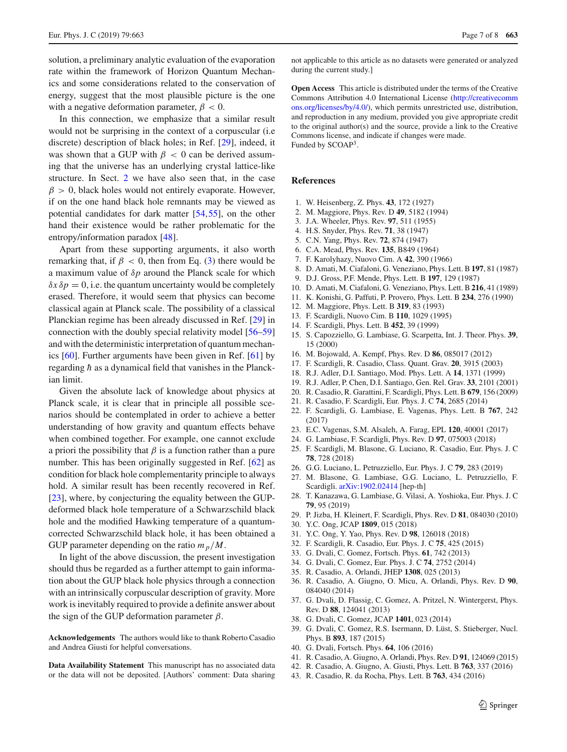solution, a preliminary analytic evaluation of the evaporation rate within the framework of Horizon Quantum Mechanics and some considerations related to the conservation of energy, suggest that the most plausible picture is the one with a negative deformation parameter, $\beta < 0$.

In this connection, we emphasize that a similar result would not be surprising in the context of a corpuscular (i.e discrete) description of black holes; in Ref. [29], indeed, it was shown that a GUP with $\beta < 0$ can be derived assuming that the universe has an underlying crystal lattice-like structure. In Sect. 2 we have also seen that, in the case $\beta > 0$, black holes would not entirely evaporate. However, if on the one hand black hole remnants may be viewed as potential candidates for dark matter [54,55], on the other hand their existence would be rather problematic for the entropy/information paradox [48].

Apart from these supporting arguments, it also worth remarking that, if $\beta < 0$, then from Eq. (3) there would be a maximum value of $\delta p$ around the Planck scale for which $\delta x \, \delta p = 0$, i.e. the quantum uncertainty would be completely erased. Therefore, it would seem that physics can become classical again at Planck scale. The possibility of a classical Planckian regime has been already discussed in Ref. [29] in connection with the doubly special relativity model [56–59] and with the deterministic interpretation of quantum mechanics [60]. Further arguments have been given in Ref. [61] by regarding $\hbar$ as a dynamical field that vanishes in the Planckian limit.

Given the absolute lack of knowledge about physics at Planck scale, it is clear that in principle all possible scenarios should be contemplated in order to achieve a better understanding of how gravity and quantum effects behave when combined together. For example, one cannot exclude a priori the possibility that $\beta$ is a function rather than a pure number. This has been originally suggested in Ref. [62] as condition for black hole complementarity principle to always hold. A similar result has been recently recovered in Ref. [23], where, by conjecturing the equality between the GUP-deformed black hole temperature of a Schwarzschild black hole and the modified Hawking temperature of a quantum-corrected Schwarzschild black hole, it has been obtained a GUP parameter depending on the ratio $m_p/M$.

In light of the above discussion, the present investigation should thus be regarded as a further attempt to gain information about the GUP black hole physics through a connection with an intrinsically corpuscular description of gravity. More work is inevitably required to provide a definite answer about the sign of the GUP deformation parameter $\beta$.

**Acknowledgements** The authors would like to thank Roberto Casadio and Andrea Giusti for helpful conversations.

**Data Availability Statement** This manuscript has no associated data or the data will not be deposited. [Authors' comment: Data sharing not applicable to this article as no datasets were generated or analyzed during the current study.]

**Open Access** This article is distributed under the terms of the Creative Commons Attribution 4.0 International License (http://creativecommons.org/licenses/by/4.0/), which permits unrestricted use, distribution, and reproduction in any medium, provided you give appropriate credit to the original author(s) and the source, provide a link to the Creative Commons license, and indicate if changes were made.
Funded by SCOAP[3].

## References

1. W. Heisenberg, Z. Phys. **43**, 172 (1927)
2. M. Maggiore, Phys. Rev. D **49**, 5182 (1994)
3. J.A. Wheeler, Phys. Rev. **97**, 511 (1955)
4. H.S. Snyder, Phys. Rev. **71**, 38 (1947)
5. C.N. Yang, Phys. Rev. **72**, 874 (1947)
6. C.A. Mead, Phys. Rev. **135**, B849 (1964)
7. F. Karolyhazy, Nuovo Cim. A **42**, 390 (1966)
8. D. Amati, M. Ciafaloni, G. Veneziano, Phys. Lett. B **197**, 81 (1987)
9. D.J. Gross, P.F. Mende, Phys. Lett. B **197**, 129 (1987)
10. D. Amati, M. Ciafaloni, G. Veneziano, Phys. Lett. B **216**, 41 (1989)
11. K. Konishi, G. Paffuti, P. Provero, Phys. Lett. B **234**, 276 (1990)
12. M. Maggiore, Phys. Lett. B **319**, 83 (1993)
13. F. Scardigli, Nuovo Cim. B **110**, 1029 (1995)
14. F. Scardigli, Phys. Lett. B **452**, 39 (1999)
15. S. Capozziello, G. Lambiase, G. Scarpetta, Int. J. Theor. Phys. **39**, 15 (2000)
16. M. Bojowald, A. Kempf, Phys. Rev. D **86**, 085017 (2012)
17. F. Scardigli, R. Casadio, Class. Quant. Grav. **20**, 3915 (2003)
18. R.J. Adler, D.I. Santiago, Mod. Phys. Lett. A **14**, 1371 (1999)
19. R.J. Adler, P. Chen, D.I. Santiago, Gen. Rel. Grav. **33**, 2101 (2001)
20. R. Casadio, R. Garattini, F. Scardigli, Phys. Lett. B **679**, 156 (2009)
21. R. Casadio, F. Scardigli, Eur. Phys. J. C **74**, 2685 (2014)
22. F. Scardigli, G. Lambiase, E. Vagenas, Phys. Lett. B **767**, 242 (2017)
23. E.C. Vagenas, S.M. Alsaleh, A. Farag, EPL **120**, 40001 (2017)
24. G. Lambiase, F. Scardigli, Phys. Rev. D **97**, 075003 (2018)
25. F. Scardigli, M. Blasone, G. Luciano, R. Casadio, Eur. Phys. J. C **78**, 728 (2018)
26. G.G. Luciano, L. Petruzziello, Eur. Phys. J. C **79**, 283 (2019)
27. M. Blasone, G. Lambiase, G.G. Luciano, L. Petruzziello, F. Scardigli. arXiv:1902.02414 [hep-th]
28. T. Kanazawa, G. Lambiase, G. Vilasi, A. Yoshioka, Eur. Phys. J. C **79**, 95 (2019)
29. P. Jizba, H. Kleinert, F. Scardigli, Phys. Rev. D **81**, 084030 (2010)
30. Y.C. Ong, JCAP **1809**, 015 (2018)
31. Y.C. Ong, Y. Yao, Phys. Rev. D **98**, 126018 (2018)
32. F. Scardigli, R. Casadio, Eur. Phys. J. C **75**, 425 (2015)
33. G. Dvali, C. Gomez, Fortsch. Phys. **61**, 742 (2013)
34. G. Dvali, C. Gomez, Eur. Phys. J. C **74**, 2752 (2014)
35. R. Casadio, A. Orlandi, JHEP **1308**, 025 (2013)
36. R. Casadio, A. Giugno, O. Micu, A. Orlandi, Phys. Rev. D **90**, 084040 (2014)
37. G. Dvali, D. Flassig, C. Gomez, A. Pritzel, N. Wintergerst, Phys. Rev. D **88**, 124041 (2013)
38. G. Dvali, C. Gomez, JCAP **1401**, 023 (2014)
39. G. Dvali, C. Gomez, R.S. Isermann, D. Lüst, S. Stieberger, Nucl. Phys. B **893**, 187 (2015)
40. G. Dvali, Fortsch. Phys. **64**, 106 (2016)
41. R. Casadio, A. Giugno, A. Orlandi, Phys. Rev. D **91**, 124069 (2015)
42. R. Casadio, A. Giugno, A. Giusti, Phys. Lett. B **763**, 337 (2016)
43. R. Casadio, R. da Rocha, Phys. Lett. B **763**, 434 (2016)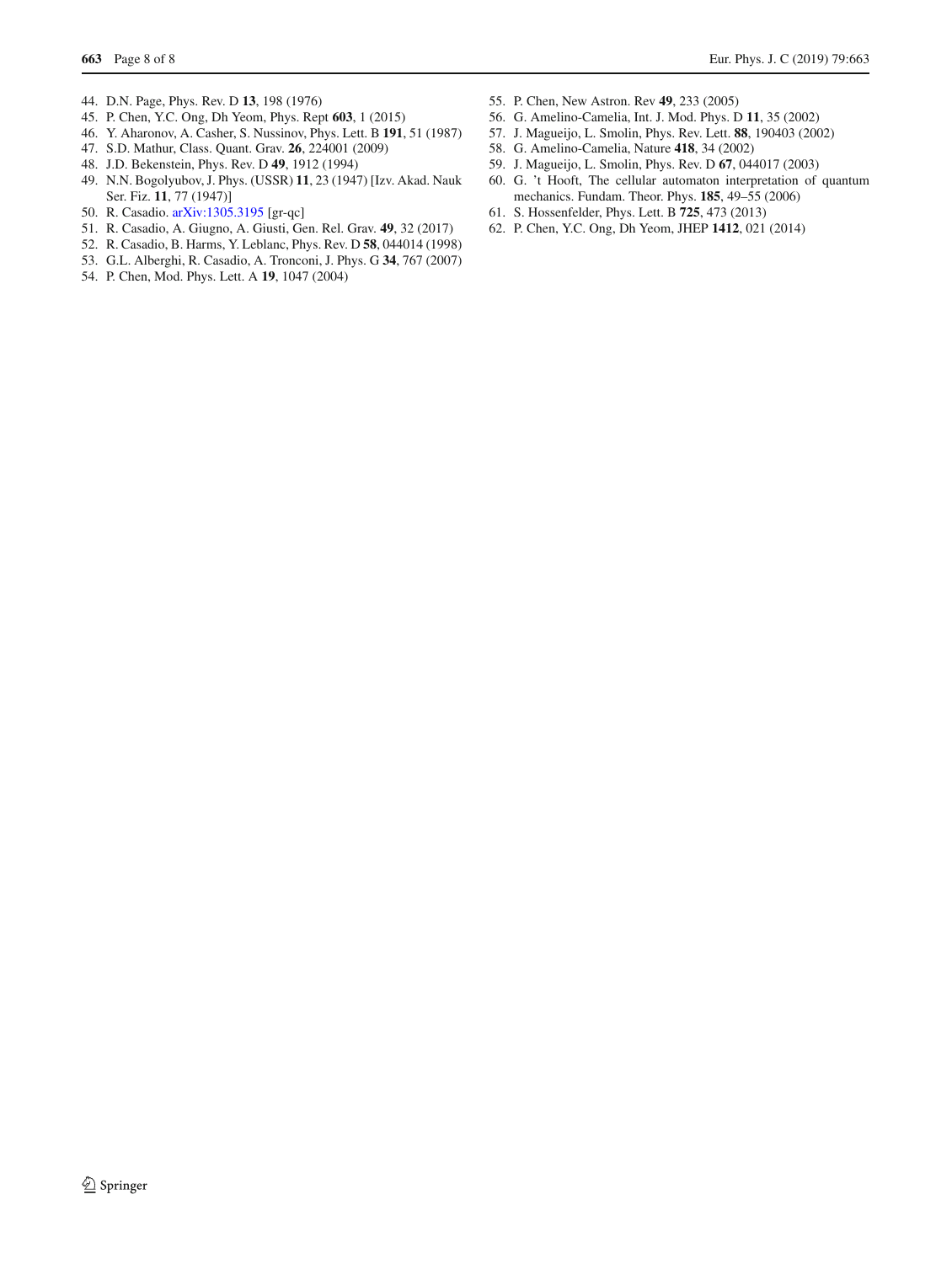44. D.N. Page, Phys. Rev. D **13**, 198 (1976)
45. P. Chen, Y.C. Ong, Dh Yeom, Phys. Rept **603**, 1 (2015)
46. Y. Aharonov, A. Casher, S. Nussinov, Phys. Lett. B **191**, 51 (1987)
47. S.D. Mathur, Class. Quant. Grav. **26**, 224001 (2009)
48. J.D. Bekenstein, Phys. Rev. D **49**, 1912 (1994)
49. N.N. Bogolyubov, J. Phys. (USSR) **11**, 23 (1947) [Izv. Akad. Nauk Ser. Fiz. **11**, 77 (1947)]
50. R. Casadio. arXiv:1305.3195 [gr-qc]
51. R. Casadio, A. Giugno, A. Giusti, Gen. Rel. Grav. **49**, 32 (2017)
52. R. Casadio, B. Harms, Y. Leblanc, Phys. Rev. D **58**, 044014 (1998)
53. G.L. Alberghi, R. Casadio, A. Tronconi, J. Phys. G **34**, 767 (2007)
54. P. Chen, Mod. Phys. Lett. A **19**, 1047 (2004)
55. P. Chen, New Astron. Rev **49**, 233 (2005)
56. G. Amelino-Camelia, Int. J. Mod. Phys. D **11**, 35 (2002)
57. J. Magueijo, L. Smolin, Phys. Rev. Lett. **88**, 190403 (2002)
58. G. Amelino-Camelia, Nature **418**, 34 (2002)
59. J. Magueijo, L. Smolin, Phys. Rev. D **67**, 044017 (2003)
60. G. 't Hooft, The cellular automaton interpretation of quantum mechanics. Fundam. Theor. Phys. **185**, 49–55 (2006)
61. S. Hossenfelder, Phys. Lett. B **725**, 473 (2013)
62. P. Chen, Y.C. Ong, Dh Yeom, JHEP **1412**, 021 (2014)